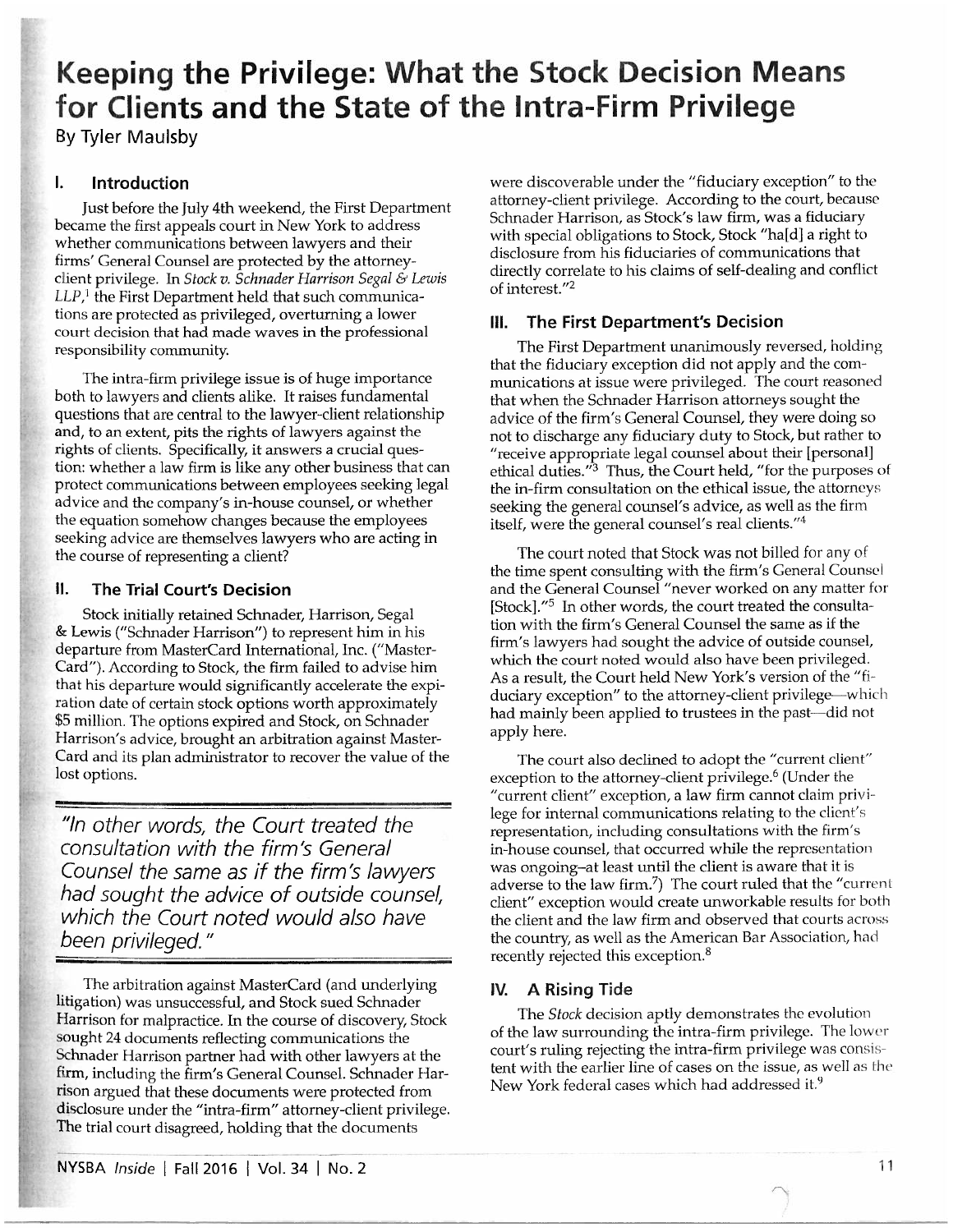# Keeping the Privilege: What the Stock Decision Means for Clients and the State of the Intra-Firm Privilege

By Tyler Maulsby

## I. Introduction

Just before the July 4th weekend, the First Department became the first appeals court in New York to address whether communications between lawyers and their firms' General Counsel are protected by the attorney-client privilege. In *Stock v. Schnader Harrison Segal & Lewis LLP*,[1] the First Department held that such communications are protected as privileged, overturning a lower court decision that had made waves in the professional responsibility community.

The intra-firm privilege issue is of huge importance both to lawyers and clients alike. It raises fundamental questions that are central to the lawyer-client relationship and, to an extent, pits the rights of lawyers against the rights of clients. Specifically, it answers a crucial question: whether a law firm is like any other business that can protect communications between employees seeking legal advice and the company's in-house counsel, or whether the equation somehow changes because the employees seeking advice are themselves lawyers who are acting in the course of representing a client?

## II. The Trial Court's Decision

Stock initially retained Schnader, Harrison, Segal & Lewis ("Schnader Harrison") to represent him in his departure from MasterCard International, Inc. ("MasterCard"). According to Stock, the firm failed to advise him that his departure would significantly accelerate the expiration date of certain stock options worth approximately $5 million. The options expired and Stock, on Schnader Harrison's advice, brought an arbitration against MasterCard and its plan administrator to recover the value of the lost options.

> *"In other words, the Court treated the consultation with the firm's General Counsel the same as if the firm's lawyers had sought the advice of outside counsel, which the Court noted would also have been privileged."*

The arbitration against MasterCard (and underlying litigation) was unsuccessful, and Stock sued Schnader Harrison for malpractice. In the course of discovery, Stock sought 24 documents reflecting communications the Schnader Harrison partner had with other lawyers at the firm, including the firm's General Counsel. Schnader Harrison argued that these documents were protected from disclosure under the "intra-firm" attorney-client privilege. The trial court disagreed, holding that the documents were discoverable under the "fiduciary exception" to the attorney-client privilege. According to the court, because Schnader Harrison, as Stock's law firm, was a fiduciary with special obligations to Stock, Stock "ha[d] a right to disclosure from his fiduciaries of communications that directly correlate to his claims of self-dealing and conflict of interest."[2]

## III. The First Department's Decision

The First Department unanimously reversed, holding that the fiduciary exception did not apply and the communications at issue were privileged. The court reasoned that when the Schnader Harrison attorneys sought the advice of the firm's General Counsel, they were doing so not to discharge any fiduciary duty to Stock, but rather to "receive appropriate legal counsel about their [personal] ethical duties."[3] Thus, the Court held, "for the purposes of the in-firm consultation on the ethical issue, the attorneys seeking the general counsel's advice, as well as the firm itself, were the general counsel's real clients."[4]

The court noted that Stock was not billed for any of the time spent consulting with the firm's General Counsel and the General Counsel "never worked on any matter for [Stock]."[5] In other words, the court treated the consultation with the firm's General Counsel the same as if the firm's lawyers had sought the advice of outside counsel, which the court noted would also have been privileged. As a result, the Court held New York's version of the "fiduciary exception" to the attorney-client privilege—which had mainly been applied to trustees in the past—did not apply here.

The court also declined to adopt the "current client" exception to the attorney-client privilege.[6] (Under the "current client" exception, a law firm cannot claim privilege for internal communications relating to the client's representation, including consultations with the firm's in-house counsel, that occurred while the representation was ongoing–at least until the client is aware that it is adverse to the law firm.[7]) The court ruled that the "current client" exception would create unworkable results for both the client and the law firm and observed that courts across the country, as well as the American Bar Association, had recently rejected this exception.[8]

## IV. A Rising Tide

The *Stock* decision aptly demonstrates the evolution of the law surrounding the intra-firm privilege. The lower court's ruling rejecting the intra-firm privilege was consistent with the earlier line of cases on the issue, as well as the New York federal cases which had addressed it.[9]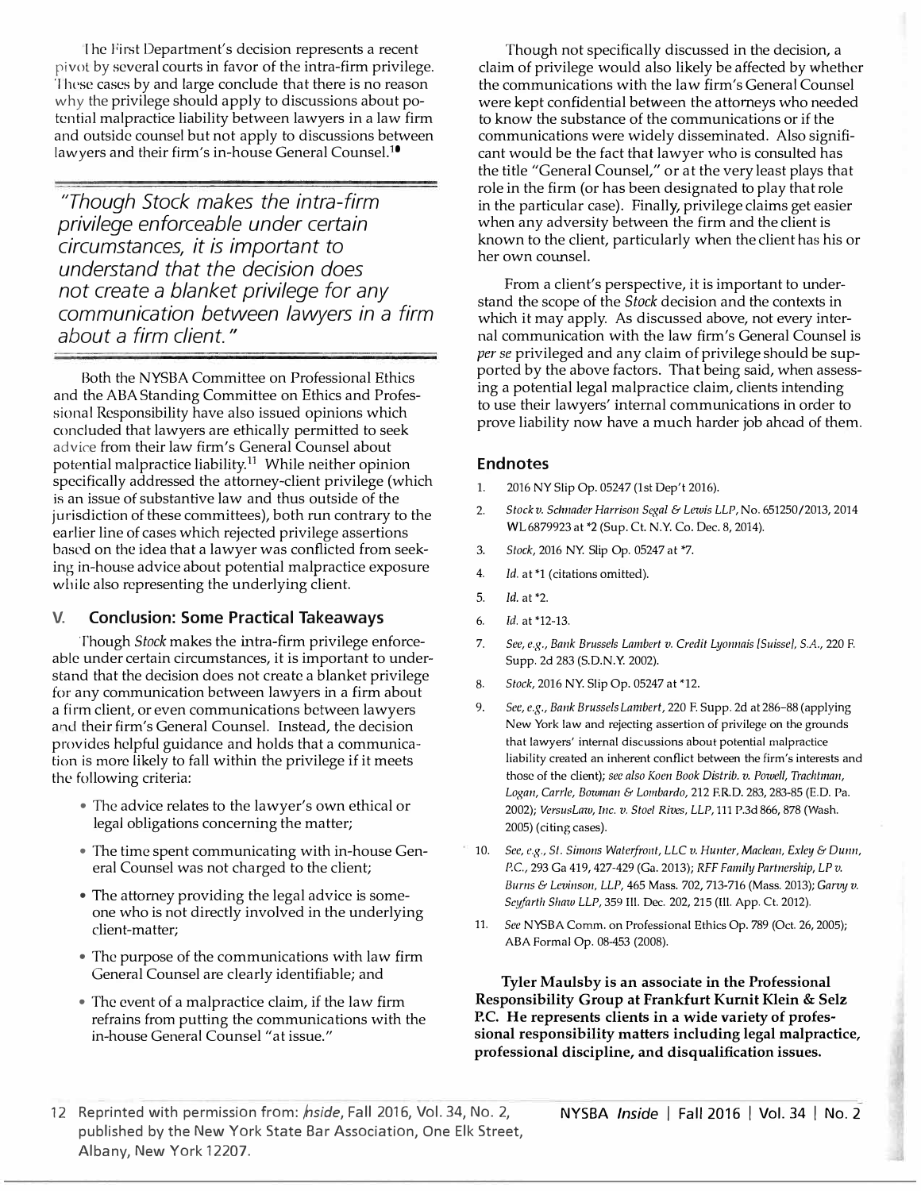The First Department's decision represents a recent pivot by several courts in favor of the intra-firm privilege. These cases by and large conclude that there is no reason why the privilege should apply to discussions about potential malpractice liability between lawyers in a law firm and outside counsel but not apply to discussions between lawyers and their firm's in-house General Counsel.[10]

> "Though Stock makes the intra-firm privilege enforceable under certain circumstances, it is important to understand that the decision does not create a blanket privilege for any communication between lawyers in a firm about a firm client."

Both the NYSBA Committee on Professional Ethics and the ABA Standing Committee on Ethics and Professional Responsibility have also issued opinions which concluded that lawyers are ethically permitted to seek advice from their law firm's General Counsel about potential malpractice liability.[11] While neither opinion specifically addressed the attorney-client privilege (which is an issue of substantive law and thus outside of the jurisdiction of these committees), both run contrary to the earlier line of cases which rejected privilege assertions based on the idea that a lawyer was conflicted from seeking in-house advice about potential malpractice exposure while also representing the underlying client.

## V. Conclusion: Some Practical Takeaways

Though *Stock* makes the intra-firm privilege enforceable under certain circumstances, it is important to understand that the decision does not create a blanket privilege for any communication between lawyers in a firm about a firm client, or even communications between lawyers and their firm's General Counsel. Instead, the decision provides helpful guidance and holds that a communication is more likely to fall within the privilege if it meets the following criteria:

- The advice relates to the lawyer's own ethical or legal obligations concerning the matter;
- The time spent communicating with in-house General Counsel was not charged to the client;
- The attorney providing the legal advice is someone who is not directly involved in the underlying client-matter;
- The purpose of the communications with law firm General Counsel are clearly identifiable; and
- The event of a malpractice claim, if the law firm refrains from putting the communications with the in-house General Counsel "at issue."

Though not specifically discussed in the decision, a claim of privilege would also likely be affected by whether the communications with the law firm's General Counsel were kept confidential between the attorneys who needed to know the substance of the communications or if the communications were widely disseminated. Also significant would be the fact that lawyer who is consulted has the title "General Counsel," or at the very least plays that role in the firm (or has been designated to play that role in the particular case). Finally, privilege claims get easier when any adversity between the firm and the client is known to the client, particularly when the client has his or her own counsel.

From a client's perspective, it is important to understand the scope of the *Stock* decision and the contexts in which it may apply. As discussed above, not every internal communication with the law firm's General Counsel is *per se* privileged and any claim of privilege should be supported by the above factors. That being said, when assessing a potential legal malpractice claim, clients intending to use their lawyers' internal communications in order to prove liability now have a much harder job ahead of them.

### Endnotes

1. 2016 NY Slip Op. 05247 (1st Dep't 2016).
2. *Stock v. Schnader Harrison Segal & Lewis LLP*, No. 651250/2013, 2014 WL 6879923 at *2 (Sup. Ct. N.Y. Co. Dec. 8, 2014).
3. *Stock*, 2016 NY. Slip Op. 05247 at *7.
4. *Id.* at *1 (citations omitted).
5. *Id.* at *2.
6. *Id.* at *12-13.
7. *See, e.g., Bank Brussels Lambert v. Credit Lyonnais [Suisse], S.A.*, 220 F. Supp. 2d 283 (S.D.N.Y. 2002).
8. *Stock*, 2016 NY. Slip Op. 05247 at *12.
9. *See, e.g., Bank Brussels Lambert*, 220 F. Supp. 2d at 286–88 (applying New York law and rejecting assertion of privilege on the grounds that lawyers' internal discussions about potential malpractice liability created an inherent conflict between the firm's interests and those of the client); *see also Koen Book Distrib. v. Powell, Trachtman, Logan, Carrle, Bowman & Lombardo*, 212 F.R.D. 283, 283-85 (E.D. Pa. 2002); *VersusLaw, Inc. v. Stoel Rives, LLP*, 111 P.3d 866, 878 (Wash. 2005) (citing cases).
10. *See, e.g., St. Simons Waterfront, LLC v. Hunter, Maclean, Exley & Dunn, P.C.*, 293 Ga 419, 427-429 (Ga. 2013); *RFF Family Partnership, LP v. Burns & Levinson, LLP*, 465 Mass. 702, 713-716 (Mass. 2013); *Garvy v. Seyfarth Shaw LLP*, 359 Ill. Dec. 202, 215 (Ill. App. Ct. 2012).
11. *See* NYSBA Comm. on Professional Ethics Op. 789 (Oct. 26, 2005); ABA Formal Op. 08-453 (2008).

**Tyler Maulsby is an associate in the Professional Responsibility Group at Frankfurt Kurnit Klein & Selz P.C. He represents clients in a wide variety of professional responsibility matters including legal malpractice, professional discipline, and disqualification issues.**

Reprinted with permission from: *Inside*, Fall 2016, Vol. 34, No. 2, published by the New York State Bar Association, One Elk Street, Albany, New York 12207.